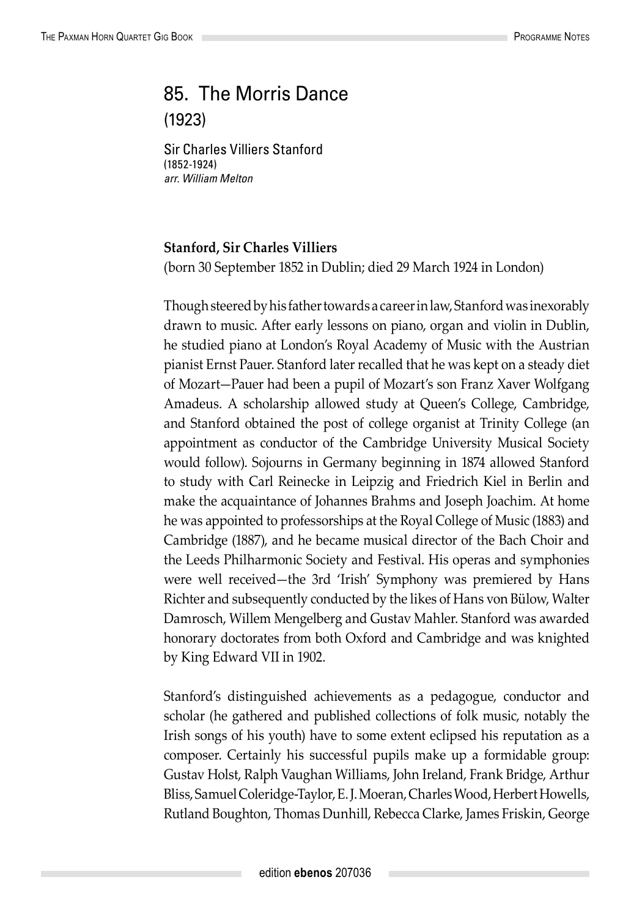# 85. The Morris Dance

(1923)

Sir Charles Villiers Stanford
(1852-1924)
*arr. William Melton*

**Stanford, Sir Charles Villiers**
(born 30 September 1852 in Dublin; died 29 March 1924 in London)

Though steered by his father towards a career in law, Stanford was inexorably drawn to music. After early lessons on piano, organ and violin in Dublin, he studied piano at London's Royal Academy of Music with the Austrian pianist Ernst Pauer. Stanford later recalled that he was kept on a steady diet of Mozart—Pauer had been a pupil of Mozart's son Franz Xaver Wolfgang Amadeus. A scholarship allowed study at Queen's College, Cambridge, and Stanford obtained the post of college organist at Trinity College (an appointment as conductor of the Cambridge University Musical Society would follow). Sojourns in Germany beginning in 1874 allowed Stanford to study with Carl Reinecke in Leipzig and Friedrich Kiel in Berlin and make the acquaintance of Johannes Brahms and Joseph Joachim. At home he was appointed to professorships at the Royal College of Music (1883) and Cambridge (1887), and he became musical director of the Bach Choir and the Leeds Philharmonic Society and Festival. His operas and symphonies were well received—the 3rd 'Irish' Symphony was premiered by Hans Richter and subsequently conducted by the likes of Hans von Bülow, Walter Damrosch, Willem Mengelberg and Gustav Mahler. Stanford was awarded honorary doctorates from both Oxford and Cambridge and was knighted by King Edward VII in 1902.

Stanford's distinguished achievements as a pedagogue, conductor and scholar (he gathered and published collections of folk music, notably the Irish songs of his youth) have to some extent eclipsed his reputation as a composer. Certainly his successful pupils make up a formidable group: Gustav Holst, Ralph Vaughan Williams, John Ireland, Frank Bridge, Arthur Bliss, Samuel Coleridge-Taylor, E. J. Moeran, Charles Wood, Herbert Howells, Rutland Boughton, Thomas Dunhill, Rebecca Clarke, James Friskin, George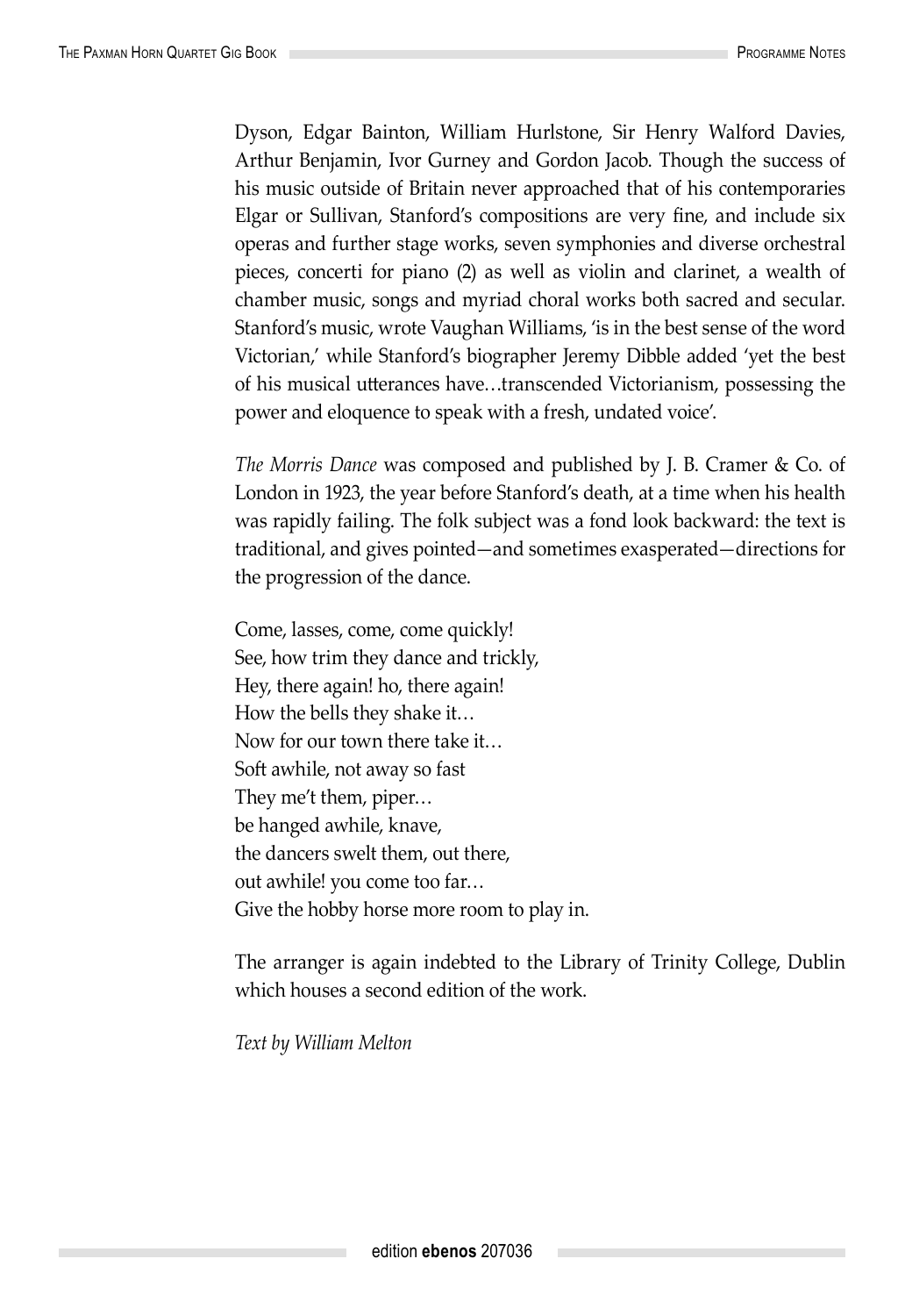Dyson, Edgar Bainton, William Hurlstone, Sir Henry Walford Davies, Arthur Benjamin, Ivor Gurney and Gordon Jacob. Though the success of his music outside of Britain never approached that of his contemporaries Elgar or Sullivan, Stanford's compositions are very fine, and include six operas and further stage works, seven symphonies and diverse orchestral pieces, concerti for piano (2) as well as violin and clarinet, a wealth of chamber music, songs and myriad choral works both sacred and secular. Stanford's music, wrote Vaughan Williams, 'is in the best sense of the word Victorian,' while Stanford's biographer Jeremy Dibble added 'yet the best of his musical utterances have…transcended Victorianism, possessing the power and eloquence to speak with a fresh, undated voice'.

*The Morris Dance* was composed and published by J. B. Cramer & Co. of London in 1923, the year before Stanford's death, at a time when his health was rapidly failing. The folk subject was a fond look backward: the text is traditional, and gives pointed—and sometimes exasperated—directions for the progression of the dance.

Come, lasses, come, come quickly!  
See, how trim they dance and trickly,  
Hey, there again! ho, there again!  
How the bells they shake it…  
Now for our town there take it…  
Soft awhile, not away so fast  
They me't them, piper…  
be hanged awhile, knave,  
the dancers swelt them, out there,  
out awhile! you come too far…  
Give the hobby horse more room to play in.

The arranger is again indebted to the Library of Trinity College, Dublin which houses a second edition of the work.

*Text by William Melton*